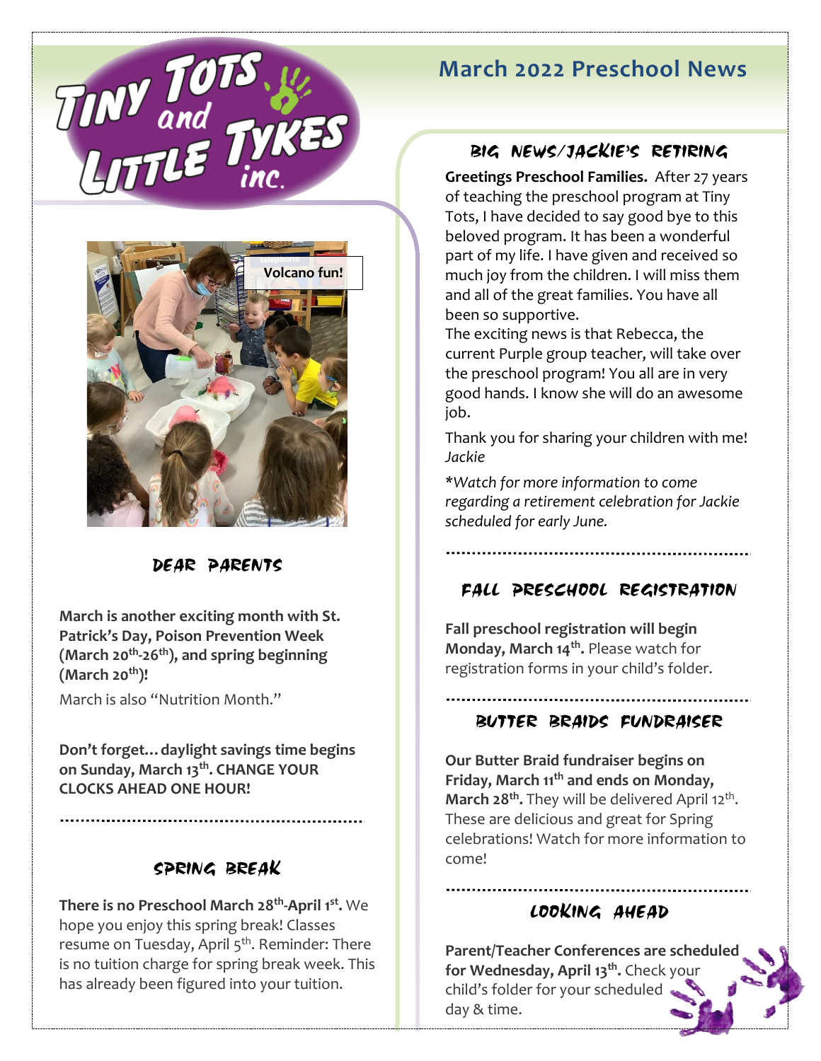# Tiny Tots and Little Tykes inc.

# March 2022 Preschool News

Volcano fun!

## Dear Parents

**March is another exciting month with St. Patrick's Day, Poison Prevention Week (March 20th-26th), and spring beginning (March 20th)!**

March is also "Nutrition Month."

**Don't forget…daylight savings time begins on Sunday, March 13th. CHANGE YOUR CLOCKS AHEAD ONE HOUR!**

## Spring Break

**There is no Preschool March 28th-April 1st.** We hope you enjoy this spring break! Classes resume on Tuesday, April 5th. Reminder: There is no tuition charge for spring break week. This has already been figured into your tuition.

## Big News/Jackie's Retiring

**Greetings Preschool Families.** After 27 years of teaching the preschool program at Tiny Tots, I have decided to say good bye to this beloved program. It has been a wonderful part of my life. I have given and received so much joy from the children. I will miss them and all of the great families. You have all been so supportive.

The exciting news is that Rebecca, the current Purple group teacher, will take over the preschool program! You all are in very good hands. I know she will do an awesome job.

Thank you for sharing your children with me!
*Jackie*

*\*Watch for more information to come regarding a retirement celebration for Jackie scheduled for early June.*

## Fall Preschool Registration

**Fall preschool registration will begin Monday, March 14th.** Please watch for registration forms in your child's folder.

## Butter Braids Fundraiser

**Our Butter Braid fundraiser begins on Friday, March 11th and ends on Monday, March 28th.** They will be delivered April 12th. These are delicious and great for Spring celebrations! Watch for more information to come!

## Looking Ahead

**Parent/Teacher Conferences are scheduled for Wednesday, April 13th.** Check your child's folder for your scheduled day & time.